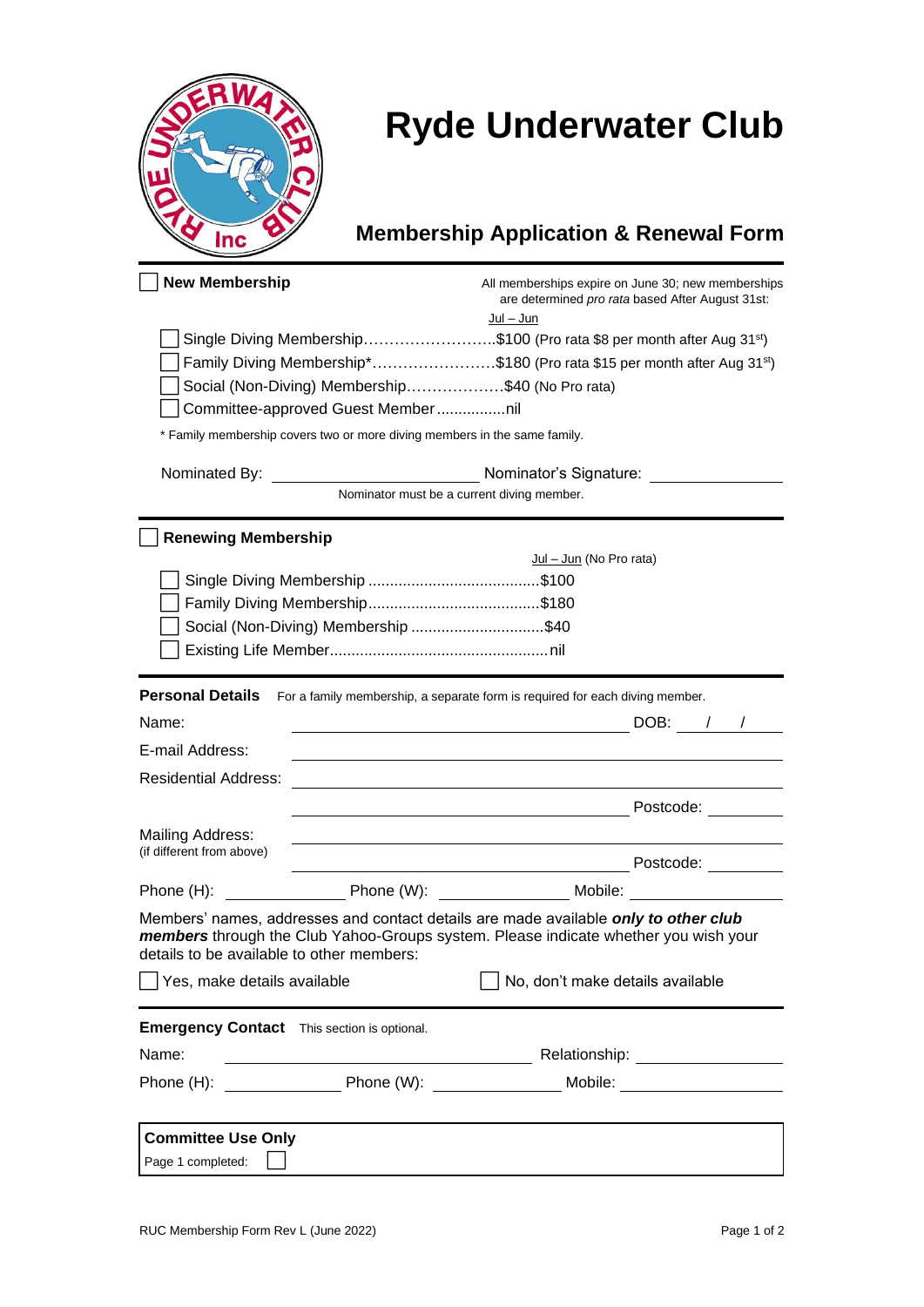# Ryde Underwater Club

## Membership Application & Renewal Form

☐ **New Membership**

All memberships expire on June 30; new memberships are determined *pro rata* based After August 31st:

Jul – Jun

- ☐ Single Diving Membership……………………..$100 (Pro rata $8 per month after Aug 31st)
- ☐ Family Diving Membership*……………………$180 (Pro rata $15 per month after Aug 31st)
- ☐ Social (Non-Diving) Membership……………….$40 (No Pro rata)
- ☐ Committee-approved Guest Member ................nil

\* Family membership covers two or more diving members in the same family.

Nominated By: ________________________ Nominator's Signature: ________________

Nominator must be a current diving member.

☐ **Renewing Membership**

Jul – Jun (No Pro rata)

- ☐ Single Diving Membership ........................................$100
- ☐ Family Diving Membership........................................$180
- ☐ Social (Non-Diving) Membership ...............................$40
- ☐ Existing Life Member...................................................nil

**Personal Details** For a family membership, a separate form is required for each diving member.

Name: ________________________________________ DOB: ___ / ___ / ___

E-mail Address: ________________________________________

Residential Address: ________________________________________

________________________________________ Postcode: ________

Mailing Address:
(if different from above) ________________________________________

________________________________________ Postcode: ________

Phone (H): ______________ Phone (W): ______________ Mobile: ________________

Members' names, addresses and contact details are made available ***only to other club members*** through the Club Yahoo-Groups system. Please indicate whether you wish your details to be available to other members:

☐ Yes, make details available ☐ No, don't make details available

**Emergency Contact** This section is optional.

Name: ________________________________ Relationship: ________________

Phone (H): ______________ Phone (W): ______________ Mobile: ________________

**Committee Use Only**

Page 1 completed: ☐

RUC Membership Form Rev L (June 2022)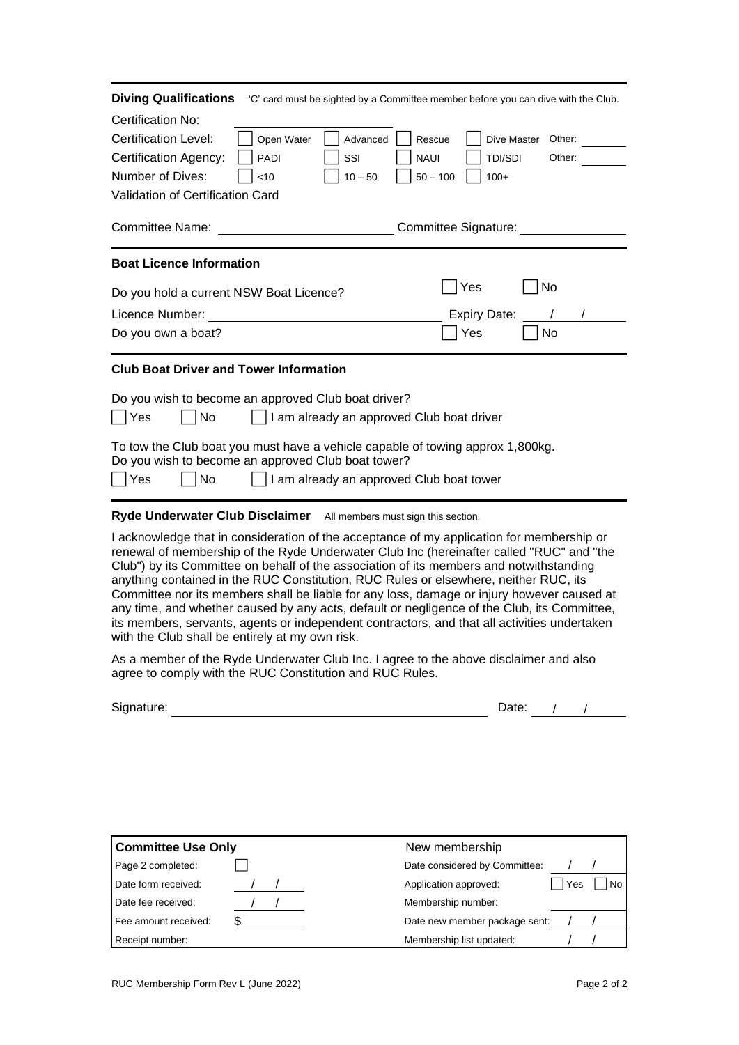## Diving Qualifications

'C' card must be sighted by a Committee member before you can dive with the Club.

Certification No:

Certification Level: ☐ Open Water ☐ Advanced ☐ Rescue ☐ Dive Master Other: ________

Certification Agency: ☐ PADI ☐ SSI ☐ NAUI ☐ TDI/SDI Other: ________

Number of Dives: ☐ <10 ☐ 10 – 50 ☐ 50 – 100 ☐ 100+

Validation of Certification Card

Committee Name: ____________________ Committee Signature: ____________________

## Boat Licence Information

Do you hold a current NSW Boat Licence? ☐ Yes ☐ No

Licence Number: ____________________ Expiry Date: / /

Do you own a boat? ☐ Yes ☐ No

## Club Boat Driver and Tower Information

Do you wish to become an approved Club boat driver?

☐ Yes ☐ No ☐ I am already an approved Club boat driver

To tow the Club boat you must have a vehicle capable of towing approx 1,800kg.
Do you wish to become an approved Club boat tower?

☐ Yes ☐ No ☐ I am already an approved Club boat tower

## Ryde Underwater Club Disclaimer

All members must sign this section.

I acknowledge that in consideration of the acceptance of my application for membership or renewal of membership of the Ryde Underwater Club Inc (hereinafter called "RUC" and "the Club") by its Committee on behalf of the association of its members and notwithstanding anything contained in the RUC Constitution, RUC Rules or elsewhere, neither RUC, its Committee nor its members shall be liable for any loss, damage or injury however caused at any time, and whether caused by any acts, default or negligence of the Club, its Committee, its members, servants, agents or independent contractors, and that all activities undertaken with the Club shall be entirely at my own risk.

As a member of the Ryde Underwater Club Inc. I agree to the above disclaimer and also agree to comply with the RUC Constitution and RUC Rules.

Signature: ____________________ Date: / /

| **Committee Use Only** | | New membership | |
|---|---|---|---|
| Page 2 completed: | ☐ | Date considered by Committee: | / / |
| Date form received: | / / | Application approved: | ☐ Yes ☐ No |
| Date fee received: | / / | Membership number: | |
| Fee amount received: | $ | Date new member package sent: | / / |
| Receipt number: | | Membership list updated: | / / |

RUC Membership Form Rev L (June 2022)